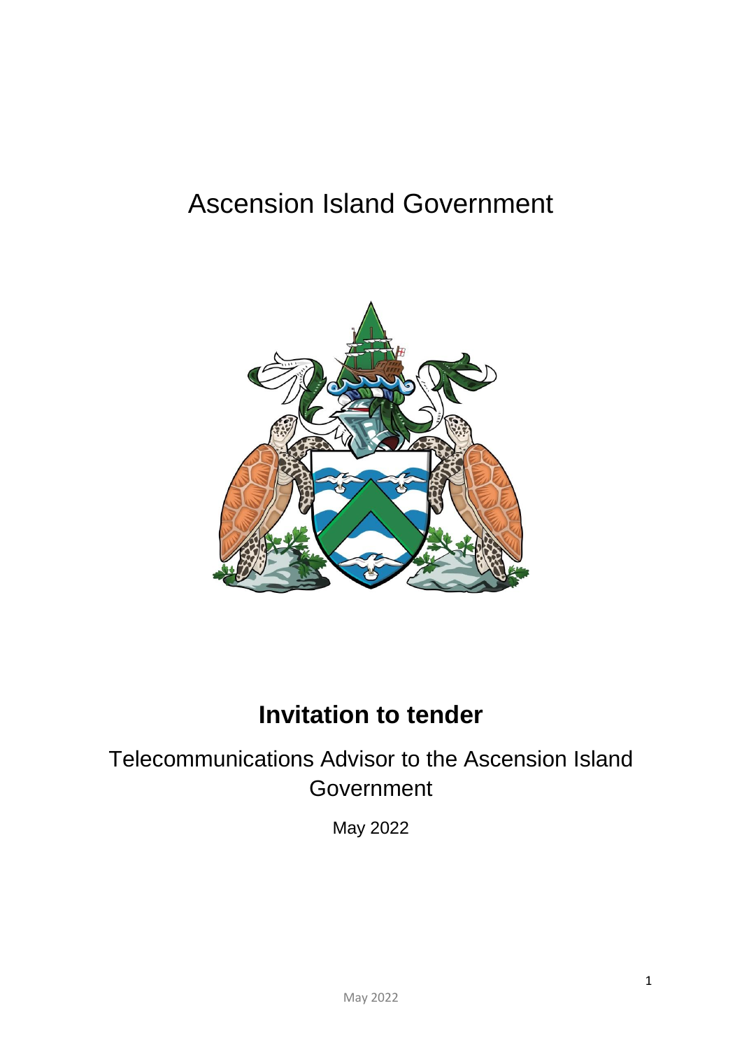# Ascension Island Government

## Invitation to tender

Telecommunications Advisor to the Ascension Island Government

May 2022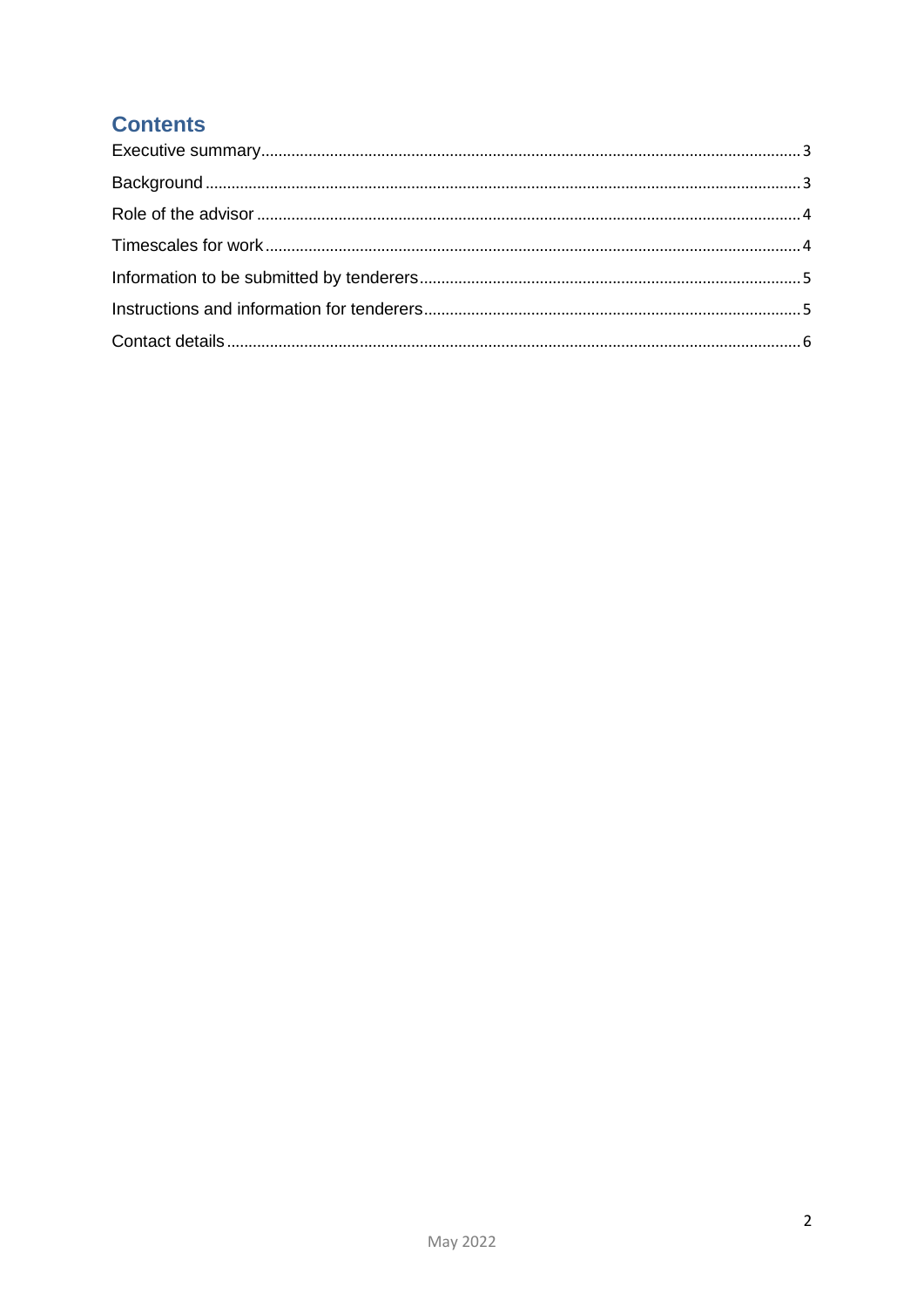## Contents

Executive summary....................3

Background....................3

Role of the advisor....................4

Timescales for work....................4

Information to be submitted by tenderers....................5

Instructions and information for tenderers....................5

Contact details....................6

May 2022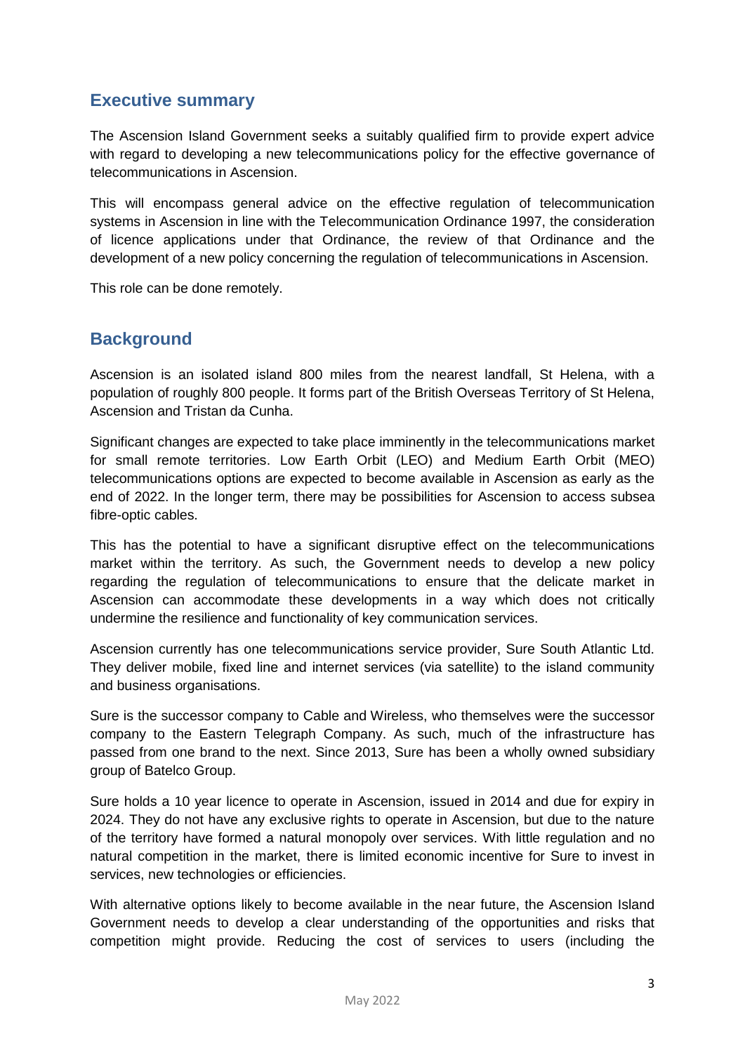## Executive summary

The Ascension Island Government seeks a suitably qualified firm to provide expert advice with regard to developing a new telecommunications policy for the effective governance of telecommunications in Ascension.

This will encompass general advice on the effective regulation of telecommunication systems in Ascension in line with the Telecommunication Ordinance 1997, the consideration of licence applications under that Ordinance, the review of that Ordinance and the development of a new policy concerning the regulation of telecommunications in Ascension.

This role can be done remotely.

## Background

Ascension is an isolated island 800 miles from the nearest landfall, St Helena, with a population of roughly 800 people. It forms part of the British Overseas Territory of St Helena, Ascension and Tristan da Cunha.

Significant changes are expected to take place imminently in the telecommunications market for small remote territories. Low Earth Orbit (LEO) and Medium Earth Orbit (MEO) telecommunications options are expected to become available in Ascension as early as the end of 2022. In the longer term, there may be possibilities for Ascension to access subsea fibre-optic cables.

This has the potential to have a significant disruptive effect on the telecommunications market within the territory. As such, the Government needs to develop a new policy regarding the regulation of telecommunications to ensure that the delicate market in Ascension can accommodate these developments in a way which does not critically undermine the resilience and functionality of key communication services.

Ascension currently has one telecommunications service provider, Sure South Atlantic Ltd. They deliver mobile, fixed line and internet services (via satellite) to the island community and business organisations.

Sure is the successor company to Cable and Wireless, who themselves were the successor company to the Eastern Telegraph Company. As such, much of the infrastructure has passed from one brand to the next. Since 2013, Sure has been a wholly owned subsidiary group of Batelco Group.

Sure holds a 10 year licence to operate in Ascension, issued in 2014 and due for expiry in 2024. They do not have any exclusive rights to operate in Ascension, but due to the nature of the territory have formed a natural monopoly over services. With little regulation and no natural competition in the market, there is limited economic incentive for Sure to invest in services, new technologies or efficiencies.

With alternative options likely to become available in the near future, the Ascension Island Government needs to develop a clear understanding of the opportunities and risks that competition might provide. Reducing the cost of services to users (including the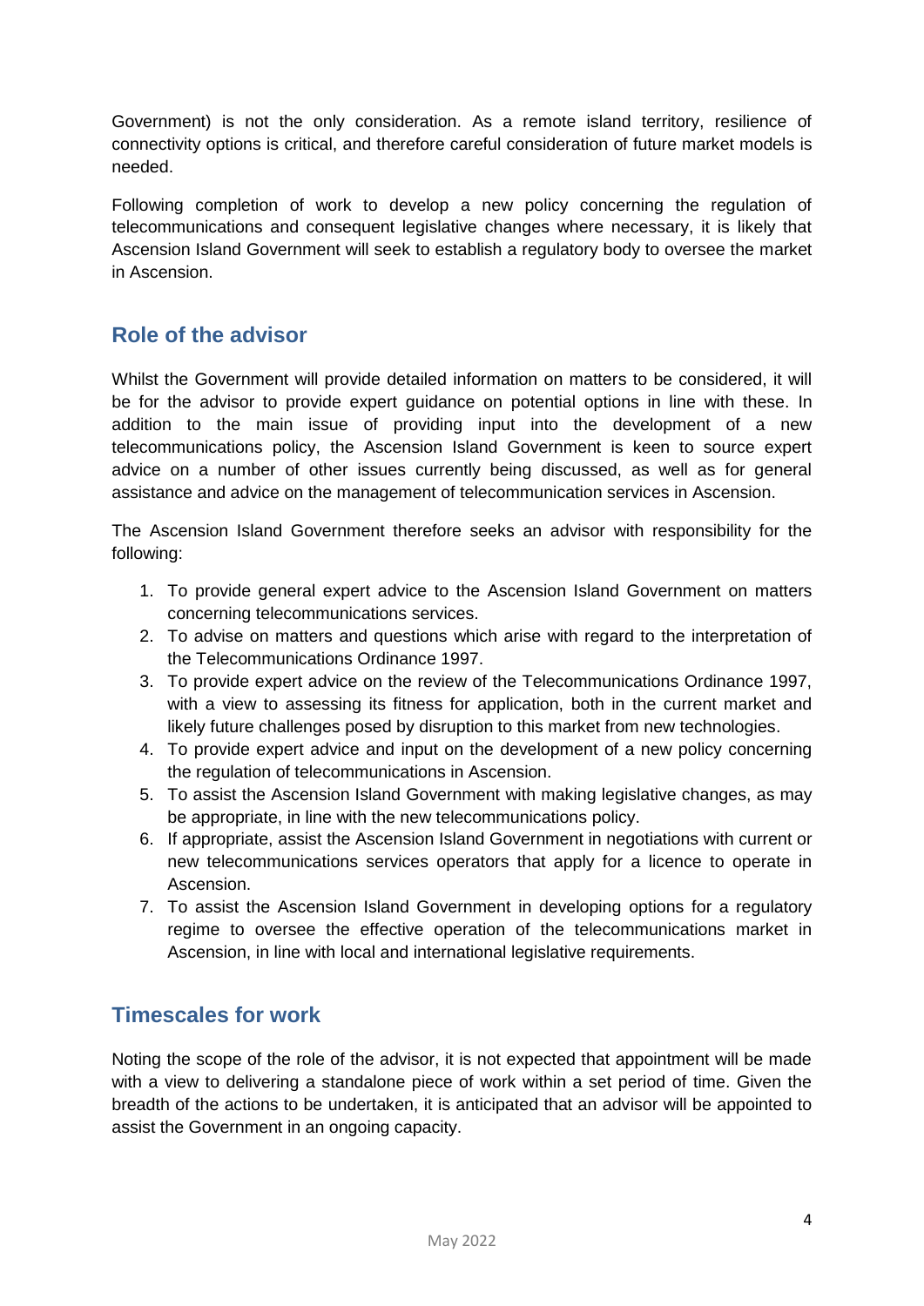Government) is not the only consideration. As a remote island territory, resilience of connectivity options is critical, and therefore careful consideration of future market models is needed.

Following completion of work to develop a new policy concerning the regulation of telecommunications and consequent legislative changes where necessary, it is likely that Ascension Island Government will seek to establish a regulatory body to oversee the market in Ascension.

## Role of the advisor

Whilst the Government will provide detailed information on matters to be considered, it will be for the advisor to provide expert guidance on potential options in line with these. In addition to the main issue of providing input into the development of a new telecommunications policy, the Ascension Island Government is keen to source expert advice on a number of other issues currently being discussed, as well as for general assistance and advice on the management of telecommunication services in Ascension.

The Ascension Island Government therefore seeks an advisor with responsibility for the following:

1. To provide general expert advice to the Ascension Island Government on matters concerning telecommunications services.
2. To advise on matters and questions which arise with regard to the interpretation of the Telecommunications Ordinance 1997.
3. To provide expert advice on the review of the Telecommunications Ordinance 1997, with a view to assessing its fitness for application, both in the current market and likely future challenges posed by disruption to this market from new technologies.
4. To provide expert advice and input on the development of a new policy concerning the regulation of telecommunications in Ascension.
5. To assist the Ascension Island Government with making legislative changes, as may be appropriate, in line with the new telecommunications policy.
6. If appropriate, assist the Ascension Island Government in negotiations with current or new telecommunications services operators that apply for a licence to operate in Ascension.
7. To assist the Ascension Island Government in developing options for a regulatory regime to oversee the effective operation of the telecommunications market in Ascension, in line with local and international legislative requirements.

## Timescales for work

Noting the scope of the role of the advisor, it is not expected that appointment will be made with a view to delivering a standalone piece of work within a set period of time. Given the breadth of the actions to be undertaken, it is anticipated that an advisor will be appointed to assist the Government in an ongoing capacity.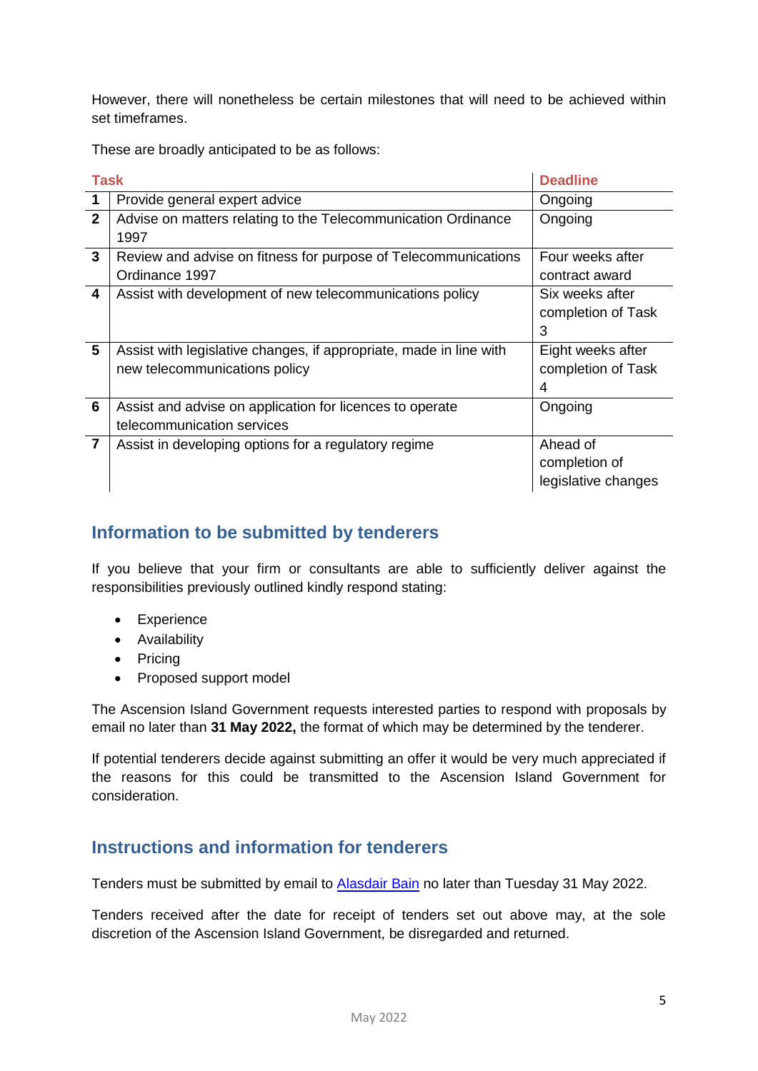However, there will nonetheless be certain milestones that will need to be achieved within set timeframes.

These are broadly anticipated to be as follows:

| | Task | Deadline |
|---|---|---|
| **1** | Provide general expert advice | Ongoing |
| **2** | Advise on matters relating to the Telecommunication Ordinance 1997 | Ongoing |
| **3** | Review and advise on fitness for purpose of Telecommunications Ordinance 1997 | Four weeks after contract award |
| **4** | Assist with development of new telecommunications policy | Six weeks after completion of Task 3 |
| **5** | Assist with legislative changes, if appropriate, made in line with new telecommunications policy | Eight weeks after completion of Task 4 |
| **6** | Assist and advise on application for licences to operate telecommunication services | Ongoing |
| **7** | Assist in developing options for a regulatory regime | Ahead of completion of legislative changes |

## Information to be submitted by tenderers

If you believe that your firm or consultants are able to sufficiently deliver against the responsibilities previously outlined kindly respond stating:

- Experience
- Availability
- Pricing
- Proposed support model

The Ascension Island Government requests interested parties to respond with proposals by email no later than **31 May 2022,** the format of which may be determined by the tenderer.

If potential tenderers decide against submitting an offer it would be very much appreciated if the reasons for this could be transmitted to the Ascension Island Government for consideration.

## Instructions and information for tenderers

Tenders must be submitted by email to Alasdair Bain no later than Tuesday 31 May 2022.

Tenders received after the date for receipt of tenders set out above may, at the sole discretion of the Ascension Island Government, be disregarded and returned.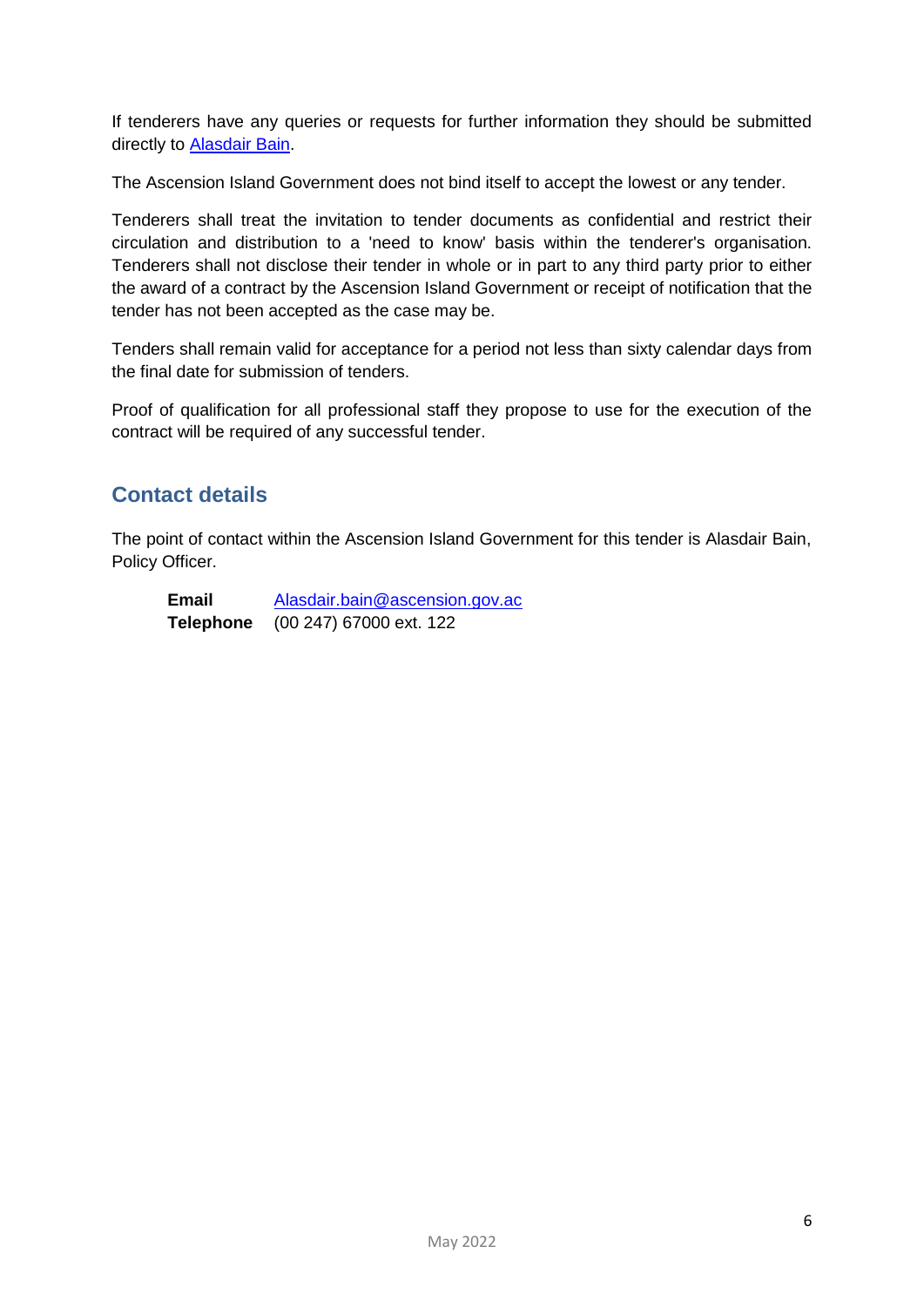If tenderers have any queries or requests for further information they should be submitted directly to Alasdair Bain.

The Ascension Island Government does not bind itself to accept the lowest or any tender.

Tenderers shall treat the invitation to tender documents as confidential and restrict their circulation and distribution to a 'need to know' basis within the tenderer's organisation. Tenderers shall not disclose their tender in whole or in part to any third party prior to either the award of a contract by the Ascension Island Government or receipt of notification that the tender has not been accepted as the case may be.

Tenders shall remain valid for acceptance for a period not less than sixty calendar days from the final date for submission of tenders.

Proof of qualification for all professional staff they propose to use for the execution of the contract will be required of any successful tender.

## Contact details

The point of contact within the Ascension Island Government for this tender is Alasdair Bain, Policy Officer.

| | |
|---|---|
| **Email** | Alasdair.bain@ascension.gov.ac |
| **Telephone** | (00 247) 67000 ext. 122 |